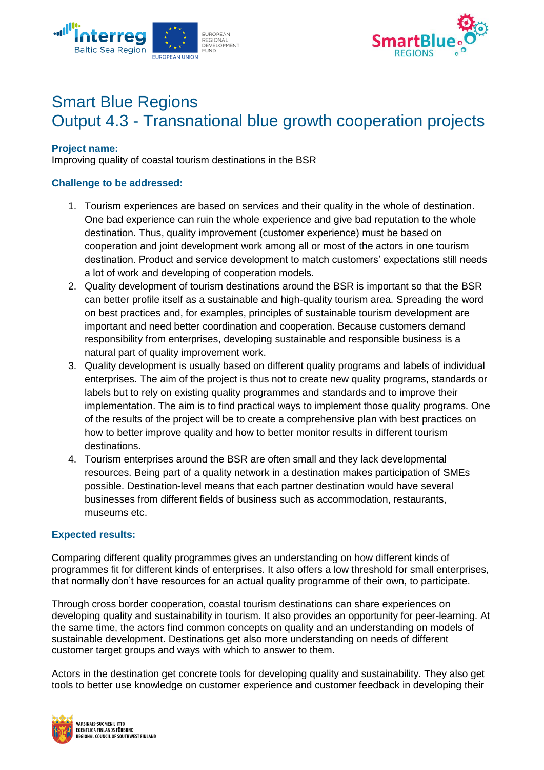# Smart Blue Regions
# Output 4.3 - Transnational blue growth cooperation projects

**Project name:**
Improving quality of coastal tourism destinations in the BSR

**Challenge to be addressed:**

1. Tourism experiences are based on services and their quality in the whole of destination. One bad experience can ruin the whole experience and give bad reputation to the whole destination. Thus, quality improvement (customer experience) must be based on cooperation and joint development work among all or most of the actors in one tourism destination. Product and service development to match customers' expectations still needs a lot of work and developing of cooperation models.
2. Quality development of tourism destinations around the BSR is important so that the BSR can better profile itself as a sustainable and high-quality tourism area. Spreading the word on best practices and, for examples, principles of sustainable tourism development are important and need better coordination and cooperation. Because customers demand responsibility from enterprises, developing sustainable and responsible business is a natural part of quality improvement work.
3. Quality development is usually based on different quality programs and labels of individual enterprises. The aim of the project is thus not to create new quality programs, standards or labels but to rely on existing quality programmes and standards and to improve their implementation. The aim is to find practical ways to implement those quality programs. One of the results of the project will be to create a comprehensive plan with best practices on how to better improve quality and how to better monitor results in different tourism destinations.
4. Tourism enterprises around the BSR are often small and they lack developmental resources. Being part of a quality network in a destination makes participation of SMEs possible. Destination-level means that each partner destination would have several businesses from different fields of business such as accommodation, restaurants, museums etc.

**Expected results:**

Comparing different quality programmes gives an understanding on how different kinds of programmes fit for different kinds of enterprises. It also offers a low threshold for small enterprises, that normally don't have resources for an actual quality programme of their own, to participate.

Through cross border cooperation, coastal tourism destinations can share experiences on developing quality and sustainability in tourism. It also provides an opportunity for peer-learning. At the same time, the actors find common concepts on quality and an understanding on models of sustainable development. Destinations get also more understanding on needs of different customer target groups and ways with which to answer to them.

Actors in the destination get concrete tools for developing quality and sustainability. They also get tools to better use knowledge on customer experience and customer feedback in developing their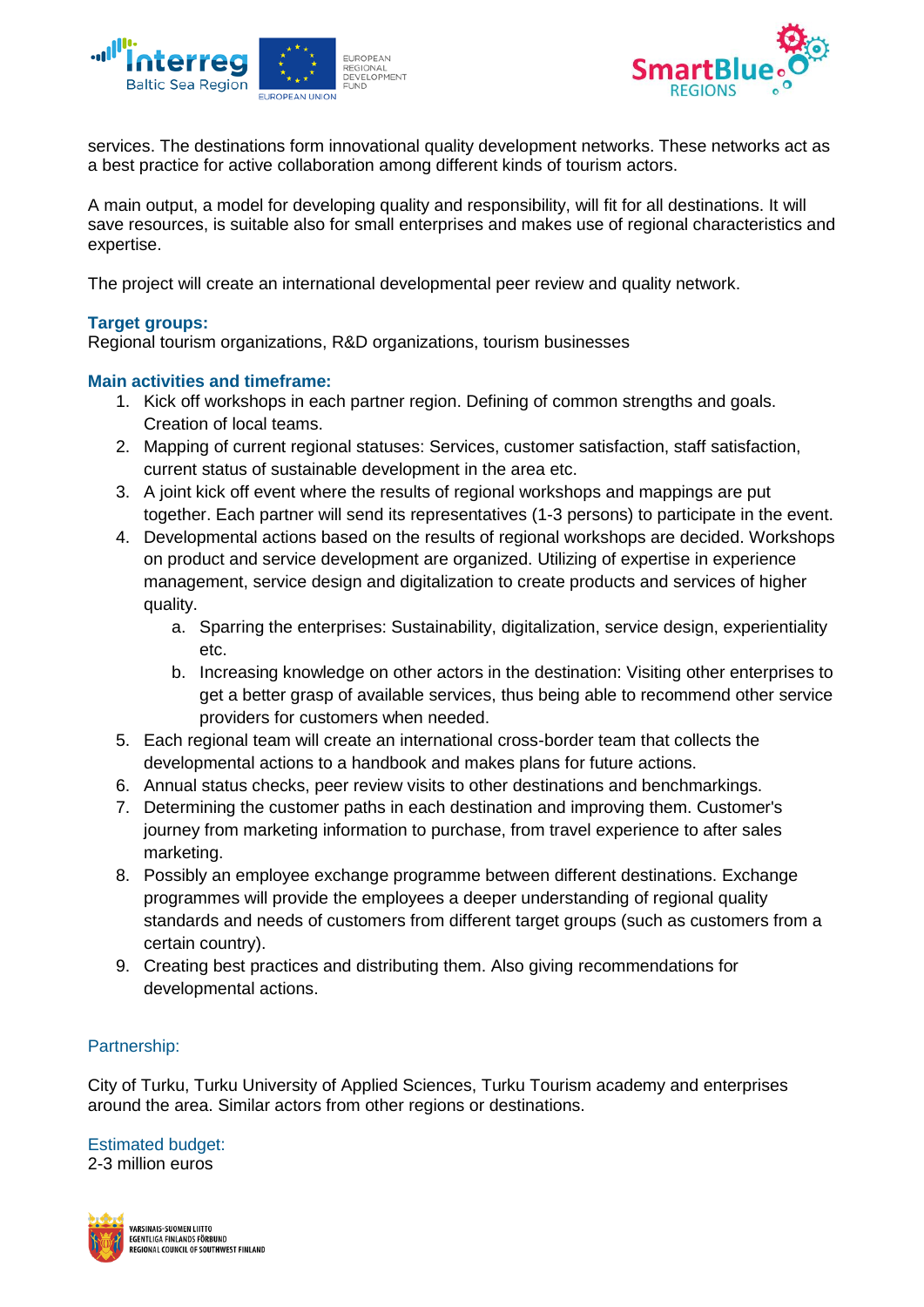services. The destinations form innovational quality development networks. These networks act as a best practice for active collaboration among different kinds of tourism actors.

A main output, a model for developing quality and responsibility, will fit for all destinations. It will save resources, is suitable also for small enterprises and makes use of regional characteristics and expertise.

The project will create an international developmental peer review and quality network.

**Target groups:**
Regional tourism organizations, R&D organizations, tourism businesses

**Main activities and timeframe:**

1. Kick off workshops in each partner region. Defining of common strengths and goals. Creation of local teams.
2. Mapping of current regional statuses: Services, customer satisfaction, staff satisfaction, current status of sustainable development in the area etc.
3. A joint kick off event where the results of regional workshops and mappings are put together. Each partner will send its representatives (1-3 persons) to participate in the event.
4. Developmental actions based on the results of regional workshops are decided. Workshops on product and service development are organized. Utilizing of expertise in experience management, service design and digitalization to create products and services of higher quality.
   a. Sparring the enterprises: Sustainability, digitalization, service design, experientiality etc.
   b. Increasing knowledge on other actors in the destination: Visiting other enterprises to get a better grasp of available services, thus being able to recommend other service providers for customers when needed.
5. Each regional team will create an international cross-border team that collects the developmental actions to a handbook and makes plans for future actions.
6. Annual status checks, peer review visits to other destinations and benchmarkings.
7. Determining the customer paths in each destination and improving them. Customer's journey from marketing information to purchase, from travel experience to after sales marketing.
8. Possibly an employee exchange programme between different destinations. Exchange programmes will provide the employees a deeper understanding of regional quality standards and needs of customers from different target groups (such as customers from a certain country).
9. Creating best practices and distributing them. Also giving recommendations for developmental actions.

Partnership:

City of Turku, Turku University of Applied Sciences, Turku Tourism academy and enterprises around the area. Similar actors from other regions or destinations.

Estimated budget:
2-3 million euros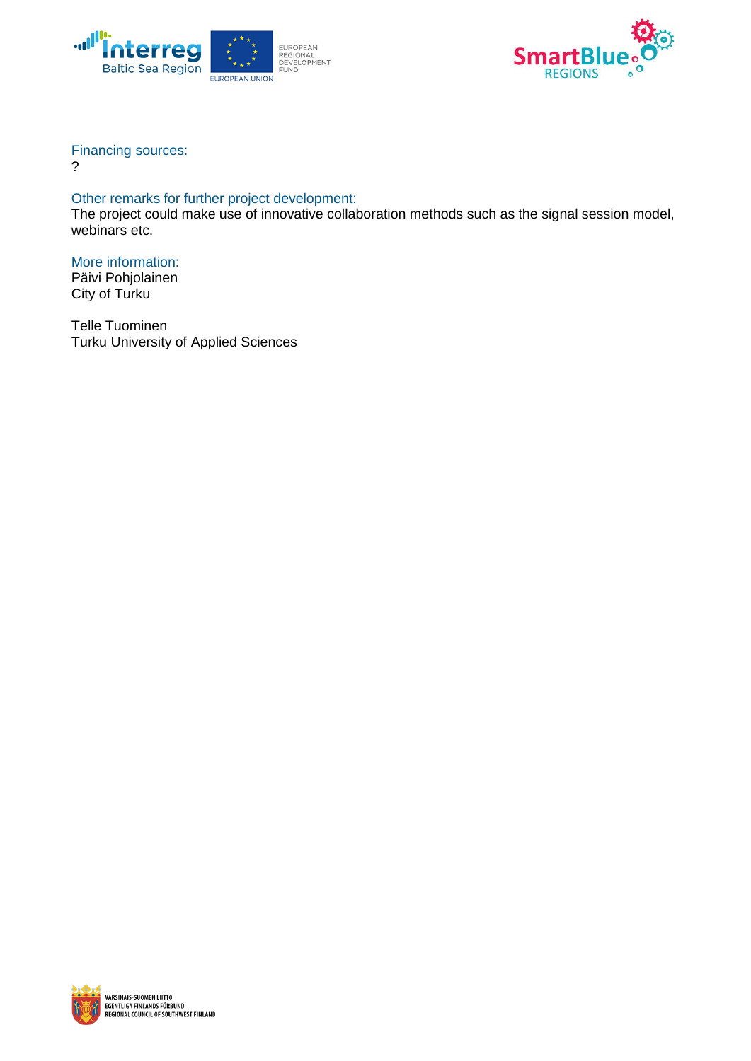Financing sources:

?

Other remarks for further project development:

The project could make use of innovative collaboration methods such as the signal session model, webinars etc.

More information:

Päivi Pohjolainen
City of Turku

Telle Tuominen
Turku University of Applied Sciences